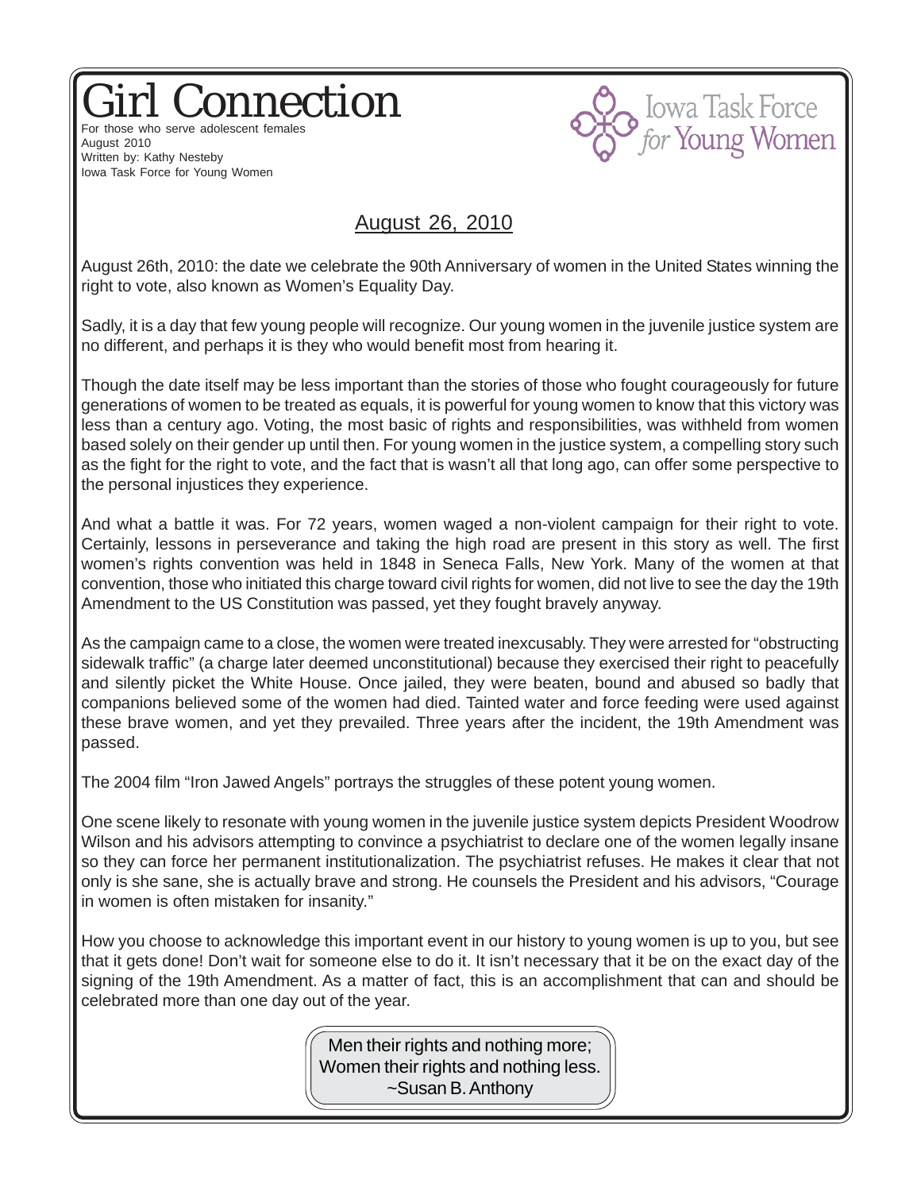# Girl Connection

For those who serve adolescent females
August 2010
Written by: Kathy Nesteby
Iowa Task Force for Young Women

Iowa Task Force *for* Young Women

## August 26, 2010

August 26th, 2010: the date we celebrate the 90th Anniversary of women in the United States winning the right to vote, also known as Women's Equality Day.

Sadly, it is a day that few young people will recognize. Our young women in the juvenile justice system are no different, and perhaps it is they who would benefit most from hearing it.

Though the date itself may be less important than the stories of those who fought courageously for future generations of women to be treated as equals, it is powerful for young women to know that this victory was less than a century ago. Voting, the most basic of rights and responsibilities, was withheld from women based solely on their gender up until then. For young women in the justice system, a compelling story such as the fight for the right to vote, and the fact that is wasn't all that long ago, can offer some perspective to the personal injustices they experience.

And what a battle it was. For 72 years, women waged a non-violent campaign for their right to vote. Certainly, lessons in perseverance and taking the high road are present in this story as well. The first women's rights convention was held in 1848 in Seneca Falls, New York. Many of the women at that convention, those who initiated this charge toward civil rights for women, did not live to see the day the 19th Amendment to the US Constitution was passed, yet they fought bravely anyway.

As the campaign came to a close, the women were treated inexcusably. They were arrested for "obstructing sidewalk traffic" (a charge later deemed unconstitutional) because they exercised their right to peacefully and silently picket the White House. Once jailed, they were beaten, bound and abused so badly that companions believed some of the women had died. Tainted water and force feeding were used against these brave women, and yet they prevailed. Three years after the incident, the 19th Amendment was passed.

The 2004 film "Iron Jawed Angels" portrays the struggles of these potent young women.

One scene likely to resonate with young women in the juvenile justice system depicts President Woodrow Wilson and his advisors attempting to convince a psychiatrist to declare one of the women legally insane so they can force her permanent institutionalization. The psychiatrist refuses. He makes it clear that not only is she sane, she is actually brave and strong. He counsels the President and his advisors, "Courage in women is often mistaken for insanity."

How you choose to acknowledge this important event in our history to young women is up to you, but see that it gets done! Don't wait for someone else to do it. It isn't necessary that it be on the exact day of the signing of the 19th Amendment. As a matter of fact, this is an accomplishment that can and should be celebrated more than one day out of the year.

> Men their rights and nothing more;
> Women their rights and nothing less.
> ~Susan B. Anthony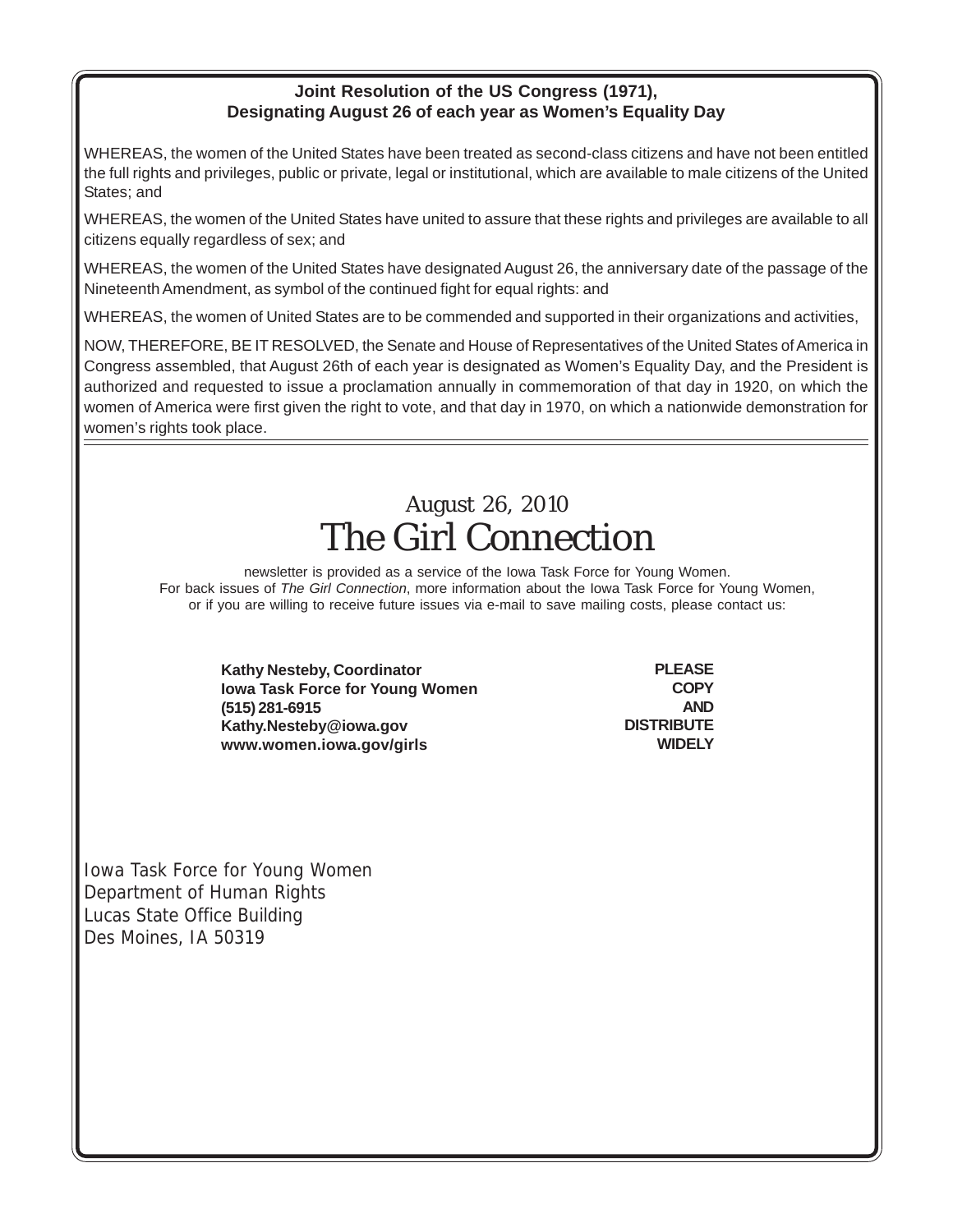**Joint Resolution of the US Congress (1971),**
**Designating August 26 of each year as Women's Equality Day**

WHEREAS, the women of the United States have been treated as second-class citizens and have not been entitled the full rights and privileges, public or private, legal or institutional, which are available to male citizens of the United States; and

WHEREAS, the women of the United States have united to assure that these rights and privileges are available to all citizens equally regardless of sex; and

WHEREAS, the women of the United States have designated August 26, the anniversary date of the passage of the Nineteenth Amendment, as symbol of the continued fight for equal rights: and

WHEREAS, the women of United States are to be commended and supported in their organizations and activities,

NOW, THEREFORE, BE IT RESOLVED, the Senate and House of Representatives of the United States of America in Congress assembled, that August 26th of each year is designated as Women's Equality Day, and the President is authorized and requested to issue a proclamation annually in commemoration of that day in 1920, on which the women of America were first given the right to vote, and that day in 1970, on which a nationwide demonstration for women's rights took place.

---

August 26, 2010

# The Girl Connection

newsletter is provided as a service of the Iowa Task Force for Young Women.
For back issues of *The Girl Connection*, more information about the Iowa Task Force for Young Women, or if you are willing to receive future issues via e-mail to save mailing costs, please contact us:

**Kathy Nesteby, Coordinator**
**Iowa Task Force for Young Women**
**(515) 281-6915**
**Kathy.Nesteby@iowa.gov**
**www.women.iowa.gov/girls**

**PLEASE COPY AND DISTRIBUTE WIDELY**

Iowa Task Force for Young Women
Department of Human Rights
Lucas State Office Building
Des Moines, IA 50319